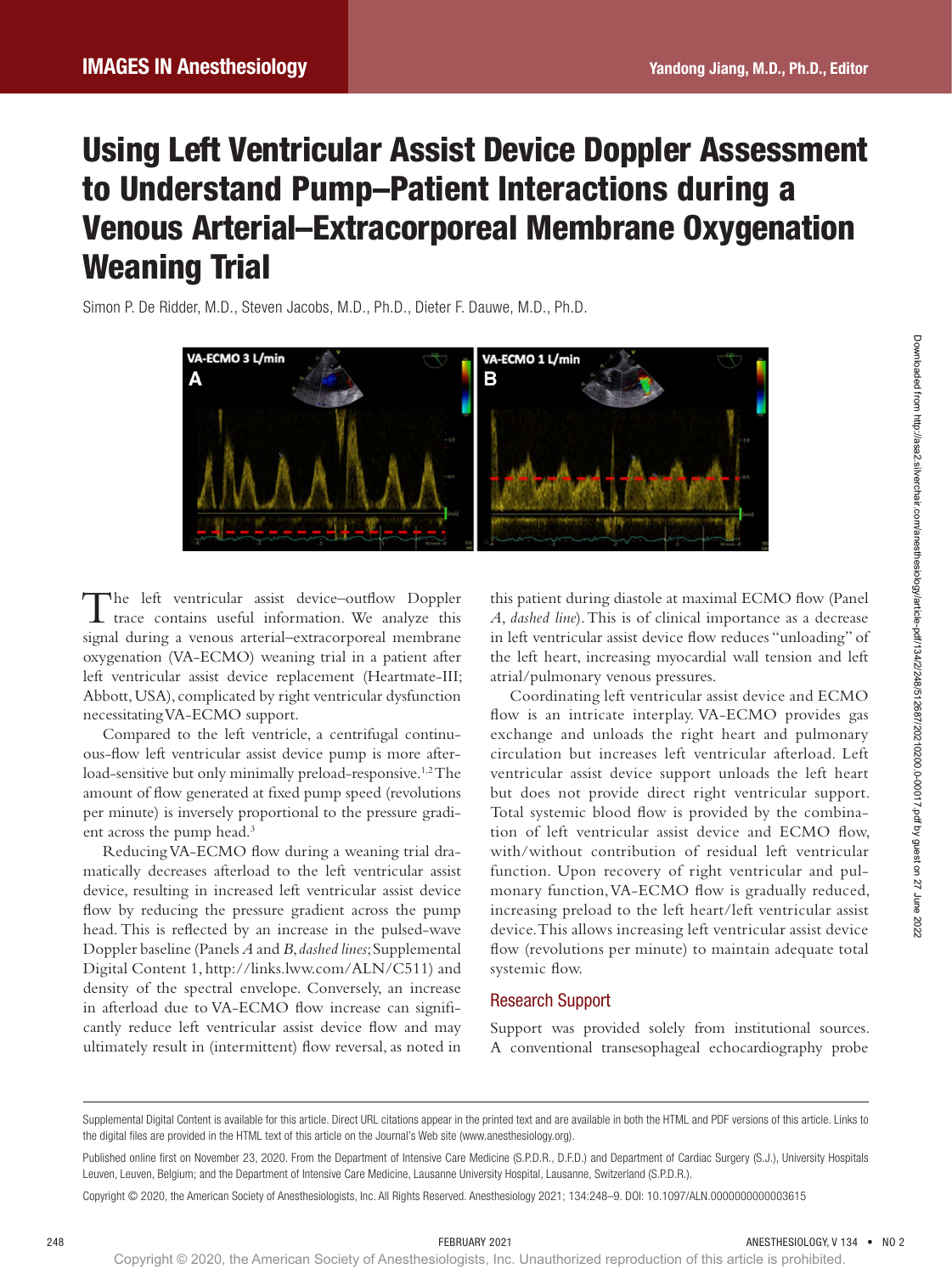# Using Left Ventricular Assist Device Doppler Assessment to Understand Pump–Patient Interactions during a Venous Arterial–Extracorporeal Membrane Oxygenation Weaning Trial

Simon P. De Ridder, M.D., Steven Jacobs, M.D., Ph.D., Dieter F. Dauwe, M.D., Ph.D.

The left ventricular assist device–outflow Doppler trace contains useful information. We analyze this signal during a venous arterial–extracorporeal membrane oxygenation (VA-ECMO) weaning trial in a patient after left ventricular assist device replacement (Heartmate-III; Abbott, USA), complicated by right ventricular dysfunction necessitating VA-ECMO support.

Compared to the left ventricle, a centrifugal continuous-flow left ventricular assist device pump is more afterload-sensitive but only minimally preload-responsive.[1,2] The amount of flow generated at fixed pump speed (revolutions per minute) is inversely proportional to the pressure gradient across the pump head.[3]

Reducing VA-ECMO flow during a weaning trial dramatically decreases afterload to the left ventricular assist device, resulting in increased left ventricular assist device flow by reducing the pressure gradient across the pump head. This is reflected by an increase in the pulsed-wave Doppler baseline (Panels *A* and *B*, *dashed lines*; Supplemental Digital Content 1, http://links.lww.com/ALN/C511) and density of the spectral envelope. Conversely, an increase in afterload due to VA-ECMO flow increase can significantly reduce left ventricular assist device flow and may ultimately result in (intermittent) flow reversal, as noted in this patient during diastole at maximal ECMO flow (Panel *A*, *dashed line*). This is of clinical importance as a decrease in left ventricular assist device flow reduces "unloading" of the left heart, increasing myocardial wall tension and left atrial/pulmonary venous pressures.

Coordinating left ventricular assist device and ECMO flow is an intricate interplay. VA-ECMO provides gas exchange and unloads the right heart and pulmonary circulation but increases left ventricular afterload. Left ventricular assist device support unloads the left heart but does not provide direct right ventricular support. Total systemic blood flow is provided by the combination of left ventricular assist device and ECMO flow, with/without contribution of residual left ventricular function. Upon recovery of right ventricular and pulmonary function, VA-ECMO flow is gradually reduced, increasing preload to the left heart/left ventricular assist device. This allows increasing left ventricular assist device flow (revolutions per minute) to maintain adequate total systemic flow.

## Research Support

Support was provided solely from institutional sources. A conventional transesophageal echocardiography probe

---

Supplemental Digital Content is available for this article. Direct URL citations appear in the printed text and are available in both the HTML and PDF versions of this article. Links to the digital files are provided in the HTML text of this article on the Journal's Web site (www.anesthesiology.org).

Published online first on November 23, 2020. From the Department of Intensive Care Medicine (S.P.D.R., D.F.D.) and Department of Cardiac Surgery (S.J.), University Hospitals Leuven, Leuven, Belgium; and the Department of Intensive Care Medicine, Lausanne University Hospital, Lausanne, Switzerland (S.P.D.R.).

Copyright © 2020, the American Society of Anesthesiologists, Inc. All Rights Reserved. Anesthesiology 2021; 134:248–9. DOI: 10.1097/ALN.0000000000003615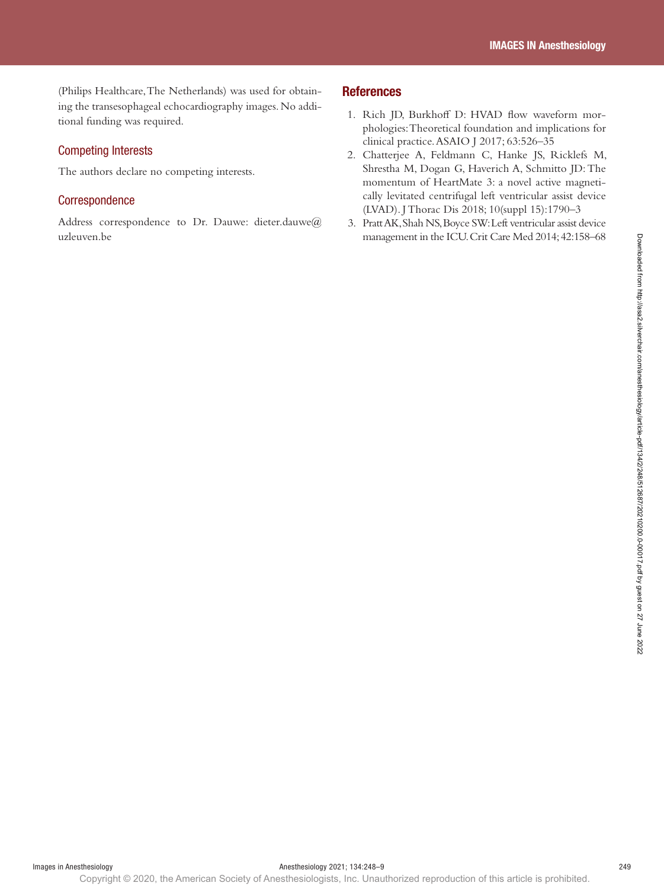(Philips Healthcare, The Netherlands) was used for obtaining the transesophageal echocardiography images. No additional funding was required.

## Competing Interests

The authors declare no competing interests.

## Correspondence

Address correspondence to Dr. Dauwe: dieter.dauwe@uzleuven.be

## References

1. Rich JD, Burkhoff D: HVAD flow waveform morphologies: Theoretical foundation and implications for clinical practice. ASAIO J 2017; 63:526–35
2. Chatterjee A, Feldmann C, Hanke JS, Ricklefs M, Shrestha M, Dogan G, Haverich A, Schmitto JD: The momentum of HeartMate 3: a novel active magnetically levitated centrifugal left ventricular assist device (LVAD). J Thorac Dis 2018; 10(suppl 15):1790–3
3. Pratt AK, Shah NS, Boyce SW: Left ventricular assist device management in the ICU. Crit Care Med 2014; 42:158–68